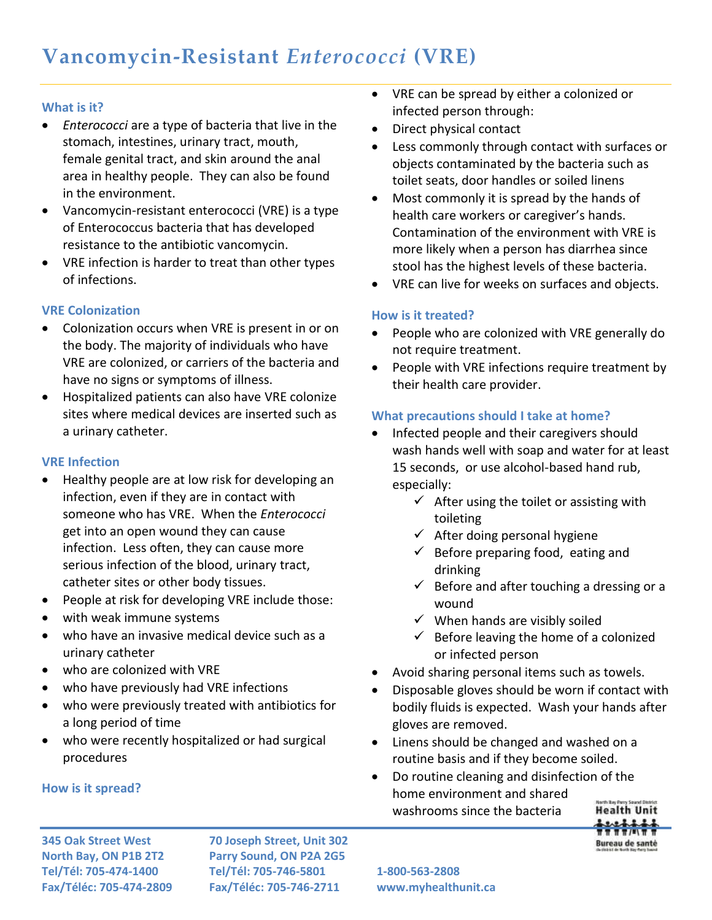# Vancomycin-Resistant *Enterococci* (VRE)

### What is it?

- *Enterococci* are a type of bacteria that live in the stomach, intestines, urinary tract, mouth, female genital tract, and skin around the anal area in healthy people. They can also be found in the environment.
- Vancomycin-resistant enterococci (VRE) is a type of Enterococcus bacteria that has developed resistance to the antibiotic vancomycin.
- VRE infection is harder to treat than other types of infections.

### VRE Colonization

- Colonization occurs when VRE is present in or on the body. The majority of individuals who have VRE are colonized, or carriers of the bacteria and have no signs or symptoms of illness.
- Hospitalized patients can also have VRE colonize sites where medical devices are inserted such as a urinary catheter.

### VRE Infection

- Healthy people are at low risk for developing an infection, even if they are in contact with someone who has VRE. When the *Enterococci* get into an open wound they can cause infection. Less often, they can cause more serious infection of the blood, urinary tract, catheter sites or other body tissues.
- People at risk for developing VRE include those:
- with weak immune systems
- who have an invasive medical device such as a urinary catheter
- who are colonized with VRE
- who have previously had VRE infections
- who were previously treated with antibiotics for a long period of time
- who were recently hospitalized or had surgical procedures

### How is it spread?

- VRE can be spread by either a colonized or infected person through:
- Direct physical contact
- Less commonly through contact with surfaces or objects contaminated by the bacteria such as toilet seats, door handles or soiled linens
- Most commonly it is spread by the hands of health care workers or caregiver's hands. Contamination of the environment with VRE is more likely when a person has diarrhea since stool has the highest levels of these bacteria.
- VRE can live for weeks on surfaces and objects.

### How is it treated?

- People who are colonized with VRE generally do not require treatment.
- People with VRE infections require treatment by their health care provider.

### What precautions should I take at home?

- Infected people and their caregivers should wash hands well with soap and water for at least 15 seconds, or use alcohol-based hand rub, especially:
  - ✓ After using the toilet or assisting with toileting
  - ✓ After doing personal hygiene
  - ✓ Before preparing food, eating and drinking
  - ✓ Before and after touching a dressing or a wound
  - ✓ When hands are visibly soiled
  - ✓ Before leaving the home of a colonized or infected person
- Avoid sharing personal items such as towels.
- Disposable gloves should be worn if contact with bodily fluids is expected. Wash your hands after gloves are removed.
- Linens should be changed and washed on a routine basis and if they become soiled.
- Do routine cleaning and disinfection of the home environment and shared washrooms since the bacteria

**345 Oak Street West**
**North Bay, ON P1B 2T2**
**Tel/Tél: 705-474-1400**
**Fax/Téléc: 705-474-2809**

**70 Joseph Street, Unit 302**
**Parry Sound, ON P2A 2G5**
**Tel/Tél: 705-746-5801**
**Fax/Téléc: 705-746-2711**

**1-800-563-2808**
**www.myhealthunit.ca**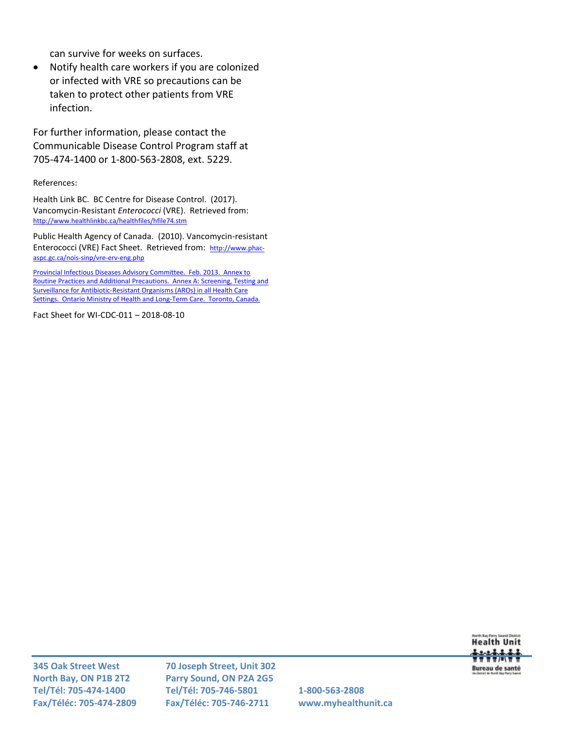can survive for weeks on surfaces.

- Notify health care workers if you are colonized or infected with VRE so precautions can be taken to protect other patients from VRE infection.

For further information, please contact the Communicable Disease Control Program staff at 705-474-1400 or 1-800-563-2808, ext. 5229.

References:

Health Link BC. BC Centre for Disease Control. (2017). Vancomycin-Resistant *Enterococci* (VRE). Retrieved from: http://www.healthlinkbc.ca/healthfiles/hfile74.stm

Public Health Agency of Canada. (2010). Vancomycin-resistant Enterococci (VRE) Fact Sheet. Retrieved from: http://www.phac-aspc.gc.ca/nois-sinp/vre-erv-eng.php

Provincial Infectious Diseases Advisory Committee. Feb. 2013. Annex to Routine Practices and Additional Precautions. Annex A: Screening, Testing and Surveillance for Antibiotic-Resistant Organisms (AROs) in all Health Care Settings. Ontario Ministry of Health and Long-Term Care. Toronto, Canada.

Fact Sheet for WI-CDC-011 – 2018-08-10

North Bay Parry Sound District Health Unit
Bureau de santé du district de North Bay-Parry Sound

**345 Oak Street West**
**North Bay, ON P1B 2T2**
**Tel/Tél: 705-474-1400**
**Fax/Téléc: 705-474-2809**

**70 Joseph Street, Unit 302**
**Parry Sound, ON P2A 2G5**
**Tel/Tél: 705-746-5801**
**Fax/Téléc: 705-746-2711**

**1-800-563-2808**
**www.myhealthunit.ca**